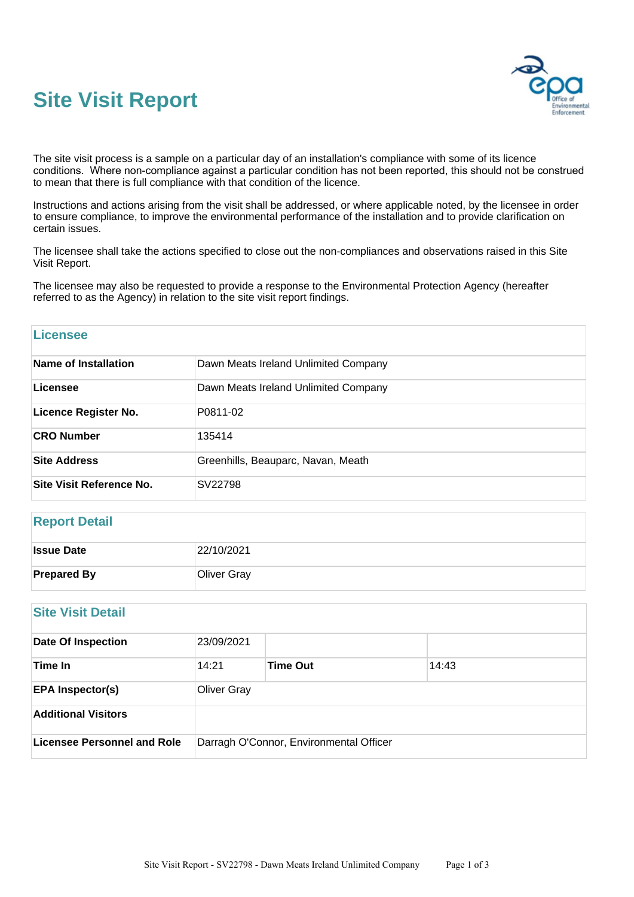# Site Visit Report

The site visit process is a sample on a particular day of an installation's compliance with some of its licence conditions. Where non-compliance against a particular condition has not been reported, this should not be construed to mean that there is full compliance with that condition of the licence.

Instructions and actions arising from the visit shall be addressed, or where applicable noted, by the licensee in order to ensure compliance, to improve the environmental performance of the installation and to provide clarification on certain issues.

The licensee shall take the actions specified to close out the non-compliances and observations raised in this Site Visit Report.

The licensee may also be requested to provide a response to the Environmental Protection Agency (hereafter referred to as the Agency) in relation to the site visit report findings.

## Licensee

| | |
|---|---|
| **Name of Installation** | Dawn Meats Ireland Unlimited Company |
| **Licensee** | Dawn Meats Ireland Unlimited Company |
| **Licence Register No.** | P0811-02 |
| **CRO Number** | 135414 |
| **Site Address** | Greenhills, Beauparc, Navan, Meath |
| **Site Visit Reference No.** | SV22798 |

## Report Detail

| | |
|---|---|
| **Issue Date** | 22/10/2021 |
| **Prepared By** | Oliver Gray |

## Site Visit Detail

| | | | |
|---|---|---|---|
| **Date Of Inspection** | 23/09/2021 | | |
| **Time In** | 14:21 | **Time Out** | 14:43 |
| **EPA Inspector(s)** | Oliver Gray | | |
| **Additional Visitors** | | | |
| **Licensee Personnel and Role** | Darragh O'Connor, Environmental Officer | | |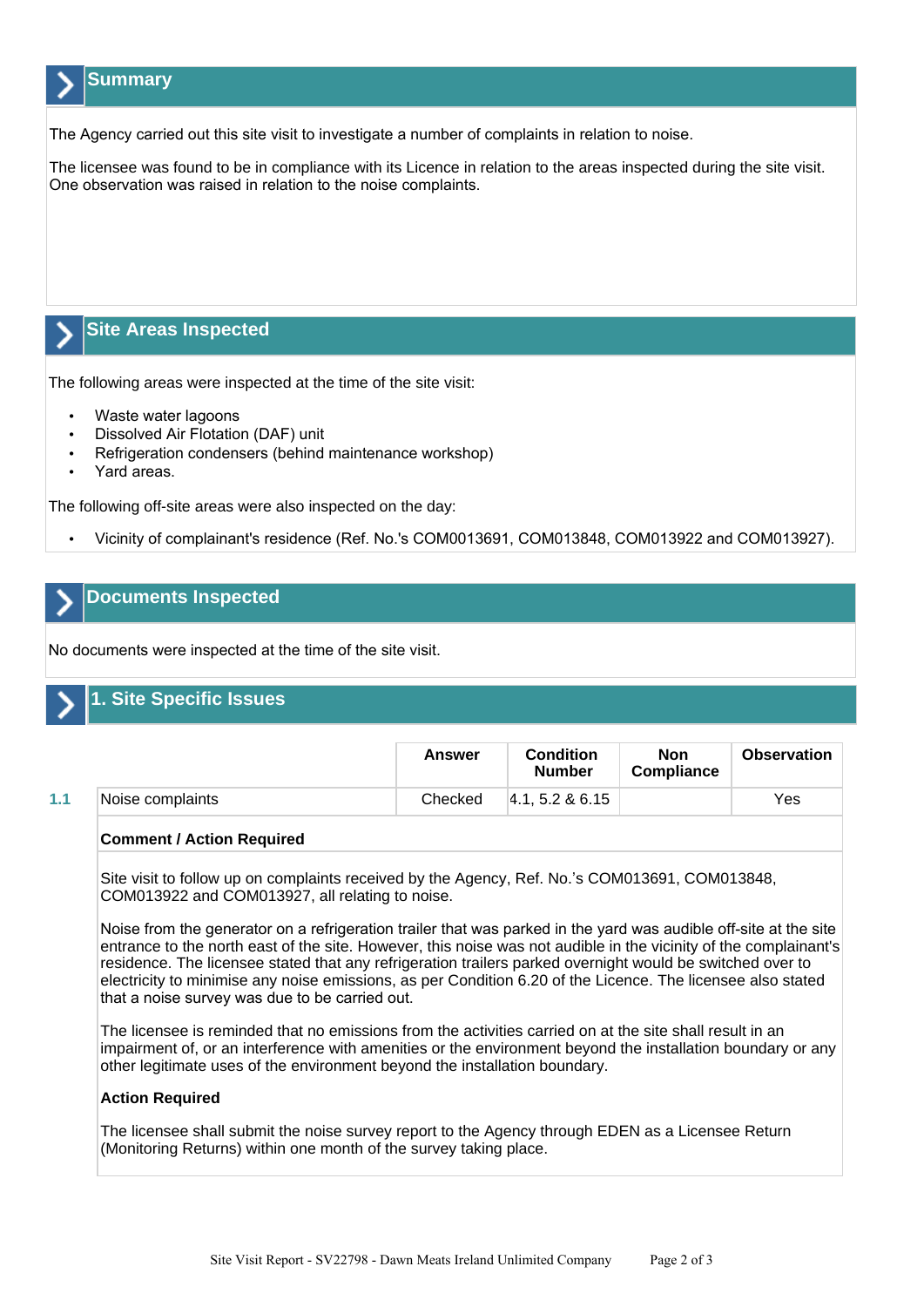## Summary

The Agency carried out this site visit to investigate a number of complaints in relation to noise.

The licensee was found to be in compliance with its Licence in relation to the areas inspected during the site visit. One observation was raised in relation to the noise complaints.

## Site Areas Inspected

The following areas were inspected at the time of the site visit:

- Waste water lagoons
- Dissolved Air Flotation (DAF) unit
- Refrigeration condensers (behind maintenance workshop)
- Yard areas.

The following off-site areas were also inspected on the day:

- Vicinity of complainant's residence (Ref. No.'s COM0013691, COM013848, COM013922 and COM013927).

## Documents Inspected

No documents were inspected at the time of the site visit.

## 1. Site Specific Issues

| | | Answer | Condition Number | Non Compliance | Observation |
|---|---|---|---|---|---|
| 1.1 | Noise complaints | Checked | 4.1, 5.2 & 6.15 | | Yes |

**Comment / Action Required**

Site visit to follow up on complaints received by the Agency, Ref. No.'s COM013691, COM013848, COM013922 and COM013927, all relating to noise.

Noise from the generator on a refrigeration trailer that was parked in the yard was audible off-site at the site entrance to the north east of the site. However, this noise was not audible in the vicinity of the complainant's residence. The licensee stated that any refrigeration trailers parked overnight would be switched over to electricity to minimise any noise emissions, as per Condition 6.20 of the Licence. The licensee also stated that a noise survey was due to be carried out.

The licensee is reminded that no emissions from the activities carried on at the site shall result in an impairment of, or an interference with amenities or the environment beyond the installation boundary or any other legitimate uses of the environment beyond the installation boundary.

**Action Required**

The licensee shall submit the noise survey report to the Agency through EDEN as a Licensee Return (Monitoring Returns) within one month of the survey taking place.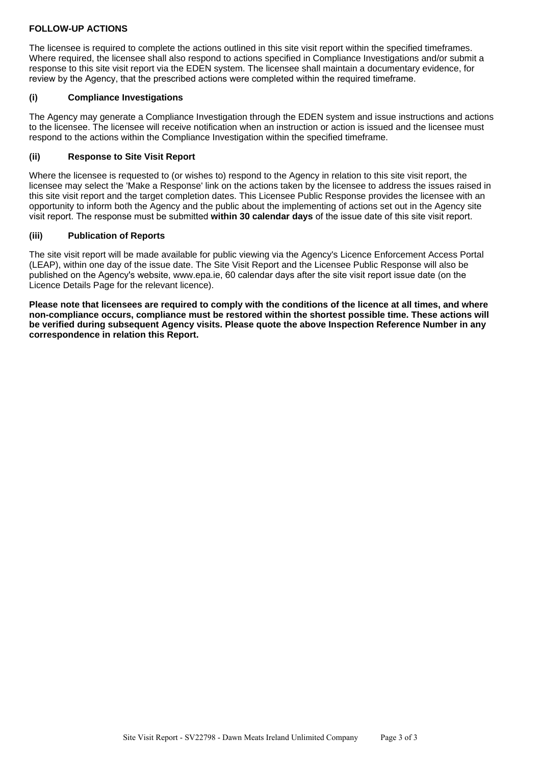**FOLLOW-UP ACTIONS**

The licensee is required to complete the actions outlined in this site visit report within the specified timeframes. Where required, the licensee shall also respond to actions specified in Compliance Investigations and/or submit a response to this site visit report via the EDEN system. The licensee shall maintain a documentary evidence, for review by the Agency, that the prescribed actions were completed within the required timeframe.

**(i) Compliance Investigations**

The Agency may generate a Compliance Investigation through the EDEN system and issue instructions and actions to the licensee. The licensee will receive notification when an instruction or action is issued and the licensee must respond to the actions within the Compliance Investigation within the specified timeframe.

**(ii) Response to Site Visit Report**

Where the licensee is requested to (or wishes to) respond to the Agency in relation to this site visit report, the licensee may select the 'Make a Response' link on the actions taken by the licensee to address the issues raised in this site visit report and the target completion dates. This Licensee Public Response provides the licensee with an opportunity to inform both the Agency and the public about the implementing of actions set out in the Agency site visit report. The response must be submitted **within 30 calendar days** of the issue date of this site visit report.

**(iii) Publication of Reports**

The site visit report will be made available for public viewing via the Agency's Licence Enforcement Access Portal (LEAP), within one day of the issue date. The Site Visit Report and the Licensee Public Response will also be published on the Agency's website, www.epa.ie, 60 calendar days after the site visit report issue date (on the Licence Details Page for the relevant licence).

**Please note that licensees are required to comply with the conditions of the licence at all times, and where non-compliance occurs, compliance must be restored within the shortest possible time. These actions will be verified during subsequent Agency visits. Please quote the above Inspection Reference Number in any correspondence in relation this Report.**